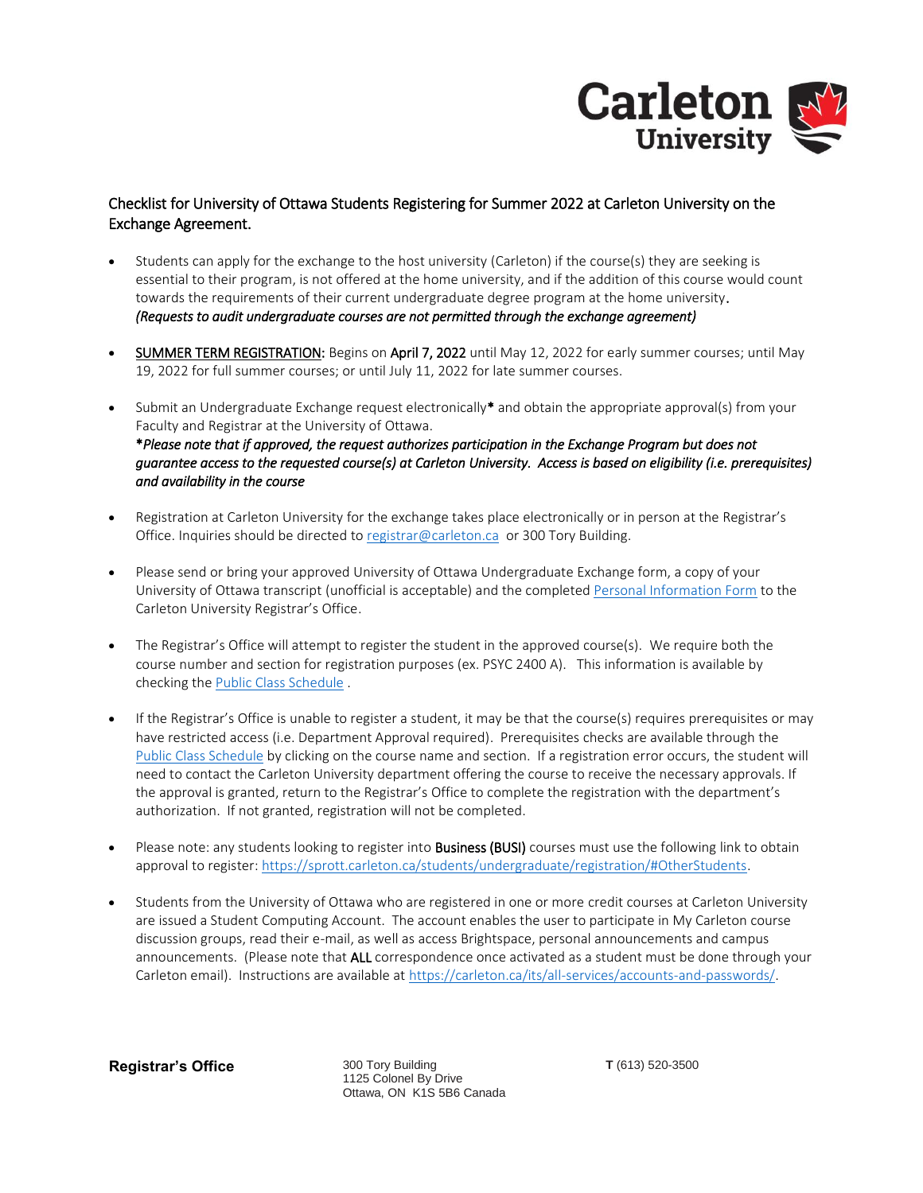## Checklist for University of Ottawa Students Registering for Summer 2022 at Carleton University on the Exchange Agreement.

- Students can apply for the exchange to the host university (Carleton) if the course(s) they are seeking is essential to their program, is not offered at the home university, and if the addition of this course would count towards the requirements of their current undergraduate degree program at the home university.
  *(Requests to audit undergraduate courses are not permitted through the exchange agreement)*

- SUMMER TERM REGISTRATION: Begins on **April 7, 2022** until May 12, 2022 for early summer courses; until May 19, 2022 for full summer courses; or until July 11, 2022 for late summer courses.

- Submit an Undergraduate Exchange request electronically**\*** and obtain the appropriate approval(s) from your Faculty and Registrar at the University of Ottawa.
  ***\****Please note that if approved, the request authorizes participation in the Exchange Program but does not guarantee access to the requested course(s) at Carleton University. Access is based on eligibility (i.e. prerequisites) and availability in the course*

- Registration at Carleton University for the exchange takes place electronically or in person at the Registrar's Office. Inquiries should be directed to registrar@carleton.ca or 300 Tory Building.

- Please send or bring your approved University of Ottawa Undergraduate Exchange form, a copy of your University of Ottawa transcript (unofficial is acceptable) and the completed Personal Information Form to the Carleton University Registrar's Office.

- The Registrar's Office will attempt to register the student in the approved course(s). We require both the course number and section for registration purposes (ex. PSYC 2400 A). This information is available by checking the Public Class Schedule .

- If the Registrar's Office is unable to register a student, it may be that the course(s) requires prerequisites or may have restricted access (i.e. Department Approval required). Prerequisites checks are available through the Public Class Schedule by clicking on the course name and section. If a registration error occurs, the student will need to contact the Carleton University department offering the course to receive the necessary approvals. If the approval is granted, return to the Registrar's Office to complete the registration with the department's authorization. If not granted, registration will not be completed.

- Please note: any students looking to register into **Business (BUSI)** courses must use the following link to obtain approval to register: https://sprott.carleton.ca/students/undergraduate/registration/#OtherStudents.

- Students from the University of Ottawa who are registered in one or more credit courses at Carleton University are issued a Student Computing Account. The account enables the user to participate in My Carleton course discussion groups, read their e-mail, as well as access Brightspace, personal announcements and campus announcements. (Please note that **ALL** correspondence once activated as a student must be done through your Carleton email). Instructions are available at https://carleton.ca/its/all-services/accounts-and-passwords/.

**Registrar's Office**

300 Tory Building
1125 Colonel By Drive
Ottawa, ON K1S 5B6 Canada

**T** (613) 520-3500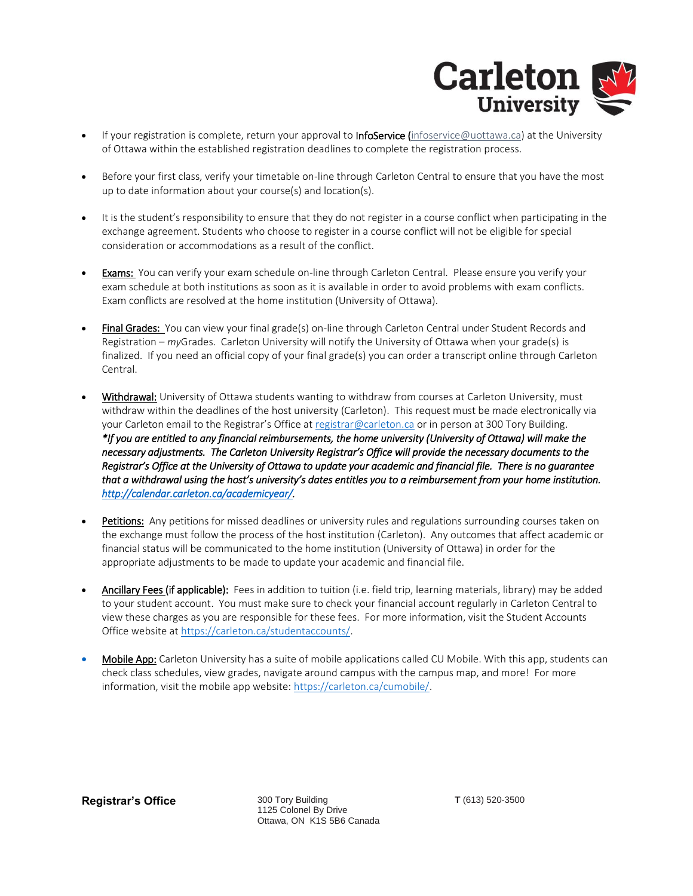- If your registration is complete, return your approval to InfoService (infoservice@uottawa.ca) at the University of Ottawa within the established registration deadlines to complete the registration process.

- Before your first class, verify your timetable on-line through Carleton Central to ensure that you have the most up to date information about your course(s) and location(s).

- It is the student's responsibility to ensure that they do not register in a course conflict when participating in the exchange agreement. Students who choose to register in a course conflict will not be eligible for special consideration or accommodations as a result of the conflict.

- Exams: You can verify your exam schedule on-line through Carleton Central. Please ensure you verify your exam schedule at both institutions as soon as it is available in order to avoid problems with exam conflicts. Exam conflicts are resolved at the home institution (University of Ottawa).

- Final Grades: You can view your final grade(s) on-line through Carleton Central under Student Records and Registration – *my*Grades. Carleton University will notify the University of Ottawa when your grade(s) is finalized. If you need an official copy of your final grade(s) you can order a transcript online through Carleton Central.

- Withdrawal: University of Ottawa students wanting to withdraw from courses at Carleton University, must withdraw within the deadlines of the host university (Carleton). This request must be made electronically via your Carleton email to the Registrar's Office at registrar@carleton.ca or in person at 300 Tory Building. ***If you are entitled to any financial reimbursements, the home university (University of Ottawa) will make the necessary adjustments. The Carleton University Registrar's Office will provide the necessary documents to the Registrar's Office at the University of Ottawa to update your academic and financial file. There is no guarantee that a withdrawal using the host's university's dates entitles you to a reimbursement from your home institution. http://calendar.carleton.ca/academicyear/.***

- Petitions: Any petitions for missed deadlines or university rules and regulations surrounding courses taken on the exchange must follow the process of the host institution (Carleton). Any outcomes that affect academic or financial status will be communicated to the home institution (University of Ottawa) in order for the appropriate adjustments to be made to update your academic and financial file.

- Ancillary Fees (if applicable): Fees in addition to tuition (i.e. field trip, learning materials, library) may be added to your student account. You must make sure to check your financial account regularly in Carleton Central to view these charges as you are responsible for these fees. For more information, visit the Student Accounts Office website at https://carleton.ca/studentaccounts/.

- Mobile App: Carleton University has a suite of mobile applications called CU Mobile. With this app, students can check class schedules, view grades, navigate around campus with the campus map, and more! For more information, visit the mobile app website: https://carleton.ca/cumobile/.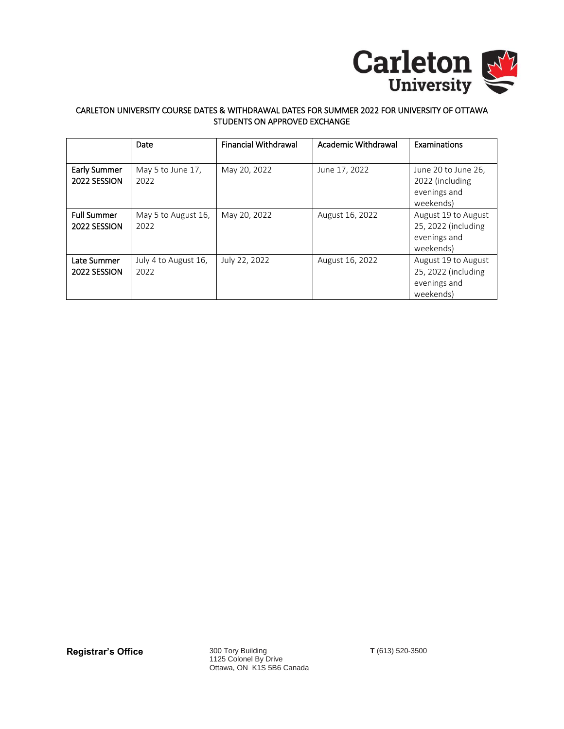Carleton University

CARLETON UNIVERSITY COURSE DATES & WITHDRAWAL DATES FOR SUMMER 2022 FOR UNIVERSITY OF OTTAWA STUDENTS ON APPROVED EXCHANGE

| | Date | Financial Withdrawal | Academic Withdrawal | Examinations |
|---|---|---|---|---|
| Early Summer 2022 SESSION | May 5 to June 17, 2022 | May 20, 2022 | June 17, 2022 | June 20 to June 26, 2022 (including evenings and weekends) |
| Full Summer 2022 SESSION | May 5 to August 16, 2022 | May 20, 2022 | August 16, 2022 | August 19 to August 25, 2022 (including evenings and weekends) |
| Late Summer 2022 SESSION | July 4 to August 16, 2022 | July 22, 2022 | August 16, 2022 | August 19 to August 25, 2022 (including evenings and weekends) |

**Registrar's Office**

300 Tory Building
1125 Colonel By Drive
Ottawa, ON K1S 5B6 Canada

**T** (613) 520-3500